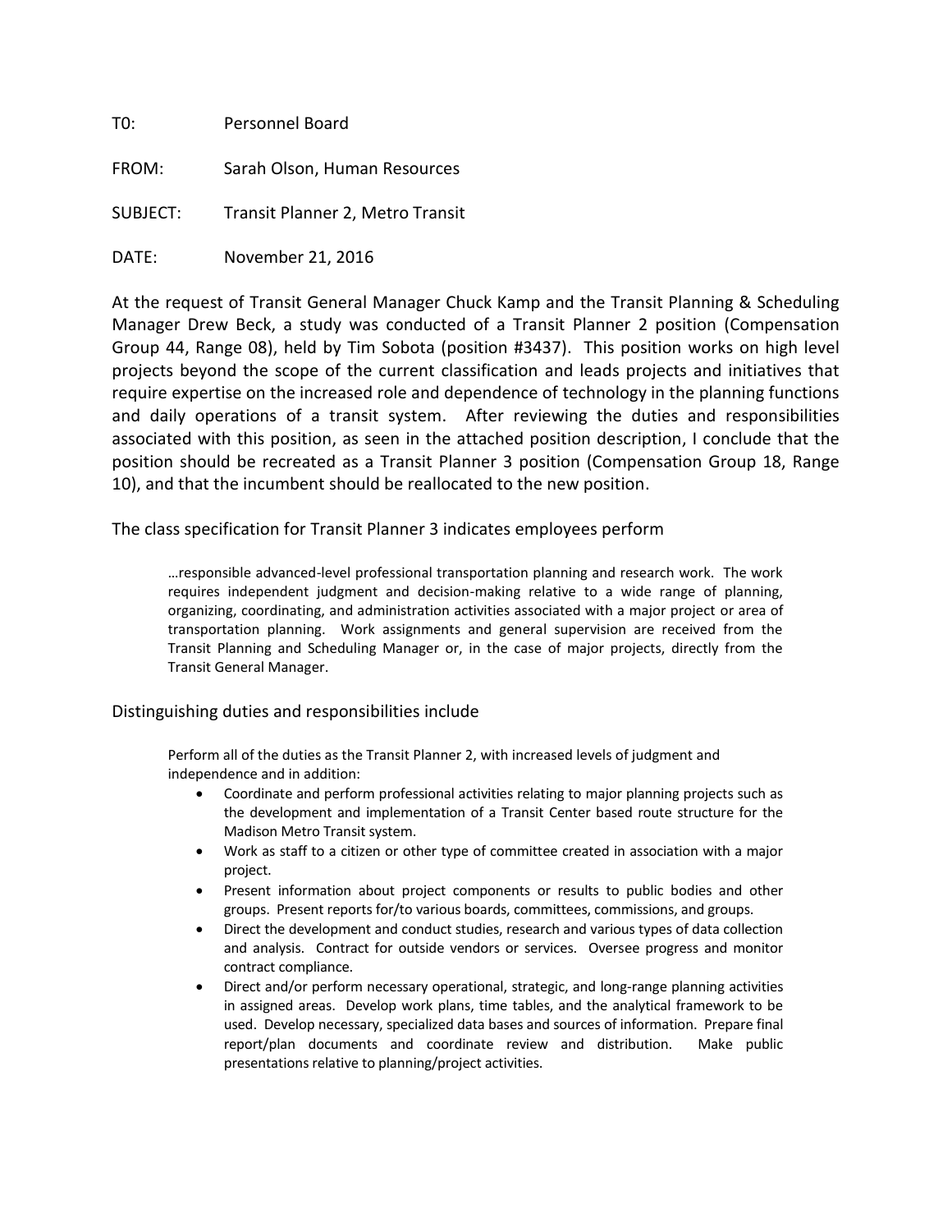T0: Personnel Board

FROM: Sarah Olson, Human Resources

SUBJECT: Transit Planner 2, Metro Transit

DATE: November 21, 2016

At the request of Transit General Manager Chuck Kamp and the Transit Planning & Scheduling Manager Drew Beck, a study was conducted of a Transit Planner 2 position (Compensation Group 44, Range 08), held by Tim Sobota (position #3437). This position works on high level projects beyond the scope of the current classification and leads projects and initiatives that require expertise on the increased role and dependence of technology in the planning functions and daily operations of a transit system. After reviewing the duties and responsibilities associated with this position, as seen in the attached position description, I conclude that the position should be recreated as a Transit Planner 3 position (Compensation Group 18, Range 10), and that the incumbent should be reallocated to the new position.

The class specification for Transit Planner 3 indicates employees perform

> …responsible advanced-level professional transportation planning and research work. The work requires independent judgment and decision-making relative to a wide range of planning, organizing, coordinating, and administration activities associated with a major project or area of transportation planning. Work assignments and general supervision are received from the Transit Planning and Scheduling Manager or, in the case of major projects, directly from the Transit General Manager.

Distinguishing duties and responsibilities include

> Perform all of the duties as the Transit Planner 2, with increased levels of judgment and independence and in addition:
>
> - Coordinate and perform professional activities relating to major planning projects such as the development and implementation of a Transit Center based route structure for the Madison Metro Transit system.
> - Work as staff to a citizen or other type of committee created in association with a major project.
> - Present information about project components or results to public bodies and other groups. Present reports for/to various boards, committees, commissions, and groups.
> - Direct the development and conduct studies, research and various types of data collection and analysis. Contract for outside vendors or services. Oversee progress and monitor contract compliance.
> - Direct and/or perform necessary operational, strategic, and long-range planning activities in assigned areas. Develop work plans, time tables, and the analytical framework to be used. Develop necessary, specialized data bases and sources of information. Prepare final report/plan documents and coordinate review and distribution. Make public presentations relative to planning/project activities.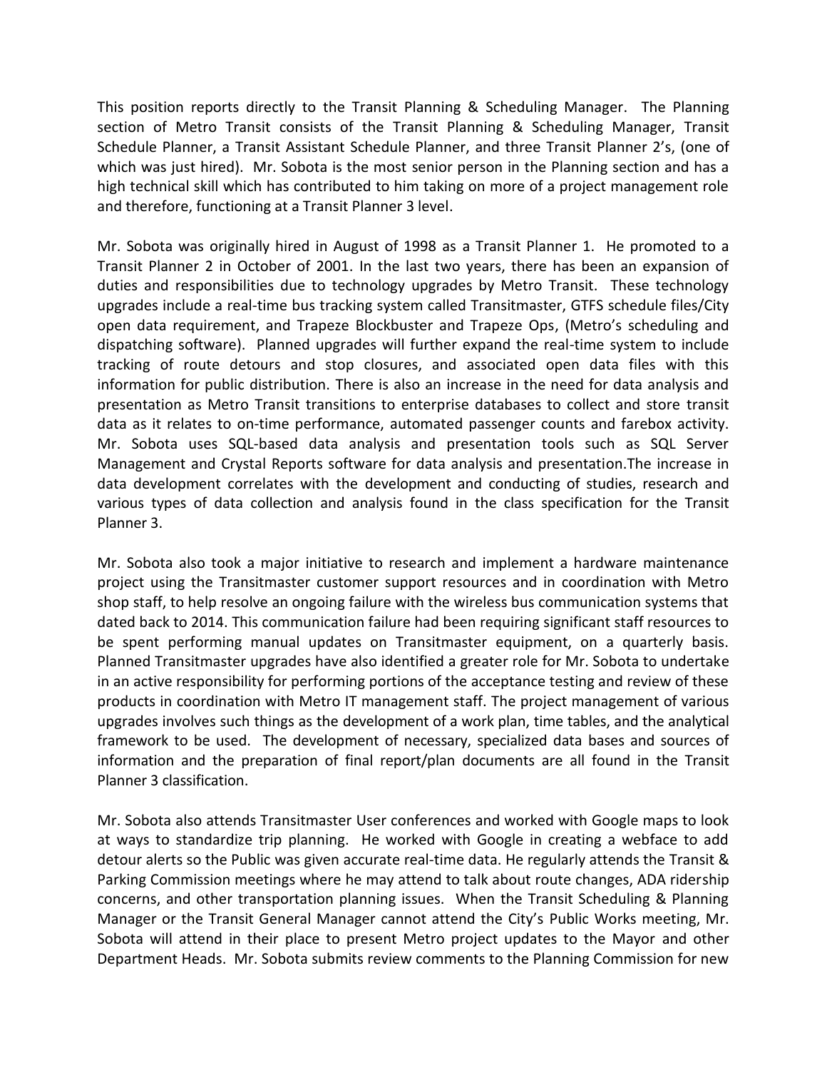This position reports directly to the Transit Planning & Scheduling Manager. The Planning section of Metro Transit consists of the Transit Planning & Scheduling Manager, Transit Schedule Planner, a Transit Assistant Schedule Planner, and three Transit Planner 2's, (one of which was just hired). Mr. Sobota is the most senior person in the Planning section and has a high technical skill which has contributed to him taking on more of a project management role and therefore, functioning at a Transit Planner 3 level.

Mr. Sobota was originally hired in August of 1998 as a Transit Planner 1. He promoted to a Transit Planner 2 in October of 2001. In the last two years, there has been an expansion of duties and responsibilities due to technology upgrades by Metro Transit. These technology upgrades include a real-time bus tracking system called Transitmaster, GTFS schedule files/City open data requirement, and Trapeze Blockbuster and Trapeze Ops, (Metro's scheduling and dispatching software). Planned upgrades will further expand the real-time system to include tracking of route detours and stop closures, and associated open data files with this information for public distribution. There is also an increase in the need for data analysis and presentation as Metro Transit transitions to enterprise databases to collect and store transit data as it relates to on-time performance, automated passenger counts and farebox activity. Mr. Sobota uses SQL-based data analysis and presentation tools such as SQL Server Management and Crystal Reports software for data analysis and presentation.The increase in data development correlates with the development and conducting of studies, research and various types of data collection and analysis found in the class specification for the Transit Planner 3.

Mr. Sobota also took a major initiative to research and implement a hardware maintenance project using the Transitmaster customer support resources and in coordination with Metro shop staff, to help resolve an ongoing failure with the wireless bus communication systems that dated back to 2014. This communication failure had been requiring significant staff resources to be spent performing manual updates on Transitmaster equipment, on a quarterly basis. Planned Transitmaster upgrades have also identified a greater role for Mr. Sobota to undertake in an active responsibility for performing portions of the acceptance testing and review of these products in coordination with Metro IT management staff. The project management of various upgrades involves such things as the development of a work plan, time tables, and the analytical framework to be used. The development of necessary, specialized data bases and sources of information and the preparation of final report/plan documents are all found in the Transit Planner 3 classification.

Mr. Sobota also attends Transitmaster User conferences and worked with Google maps to look at ways to standardize trip planning. He worked with Google in creating a webface to add detour alerts so the Public was given accurate real-time data. He regularly attends the Transit & Parking Commission meetings where he may attend to talk about route changes, ADA ridership concerns, and other transportation planning issues. When the Transit Scheduling & Planning Manager or the Transit General Manager cannot attend the City's Public Works meeting, Mr. Sobota will attend in their place to present Metro project updates to the Mayor and other Department Heads. Mr. Sobota submits review comments to the Planning Commission for new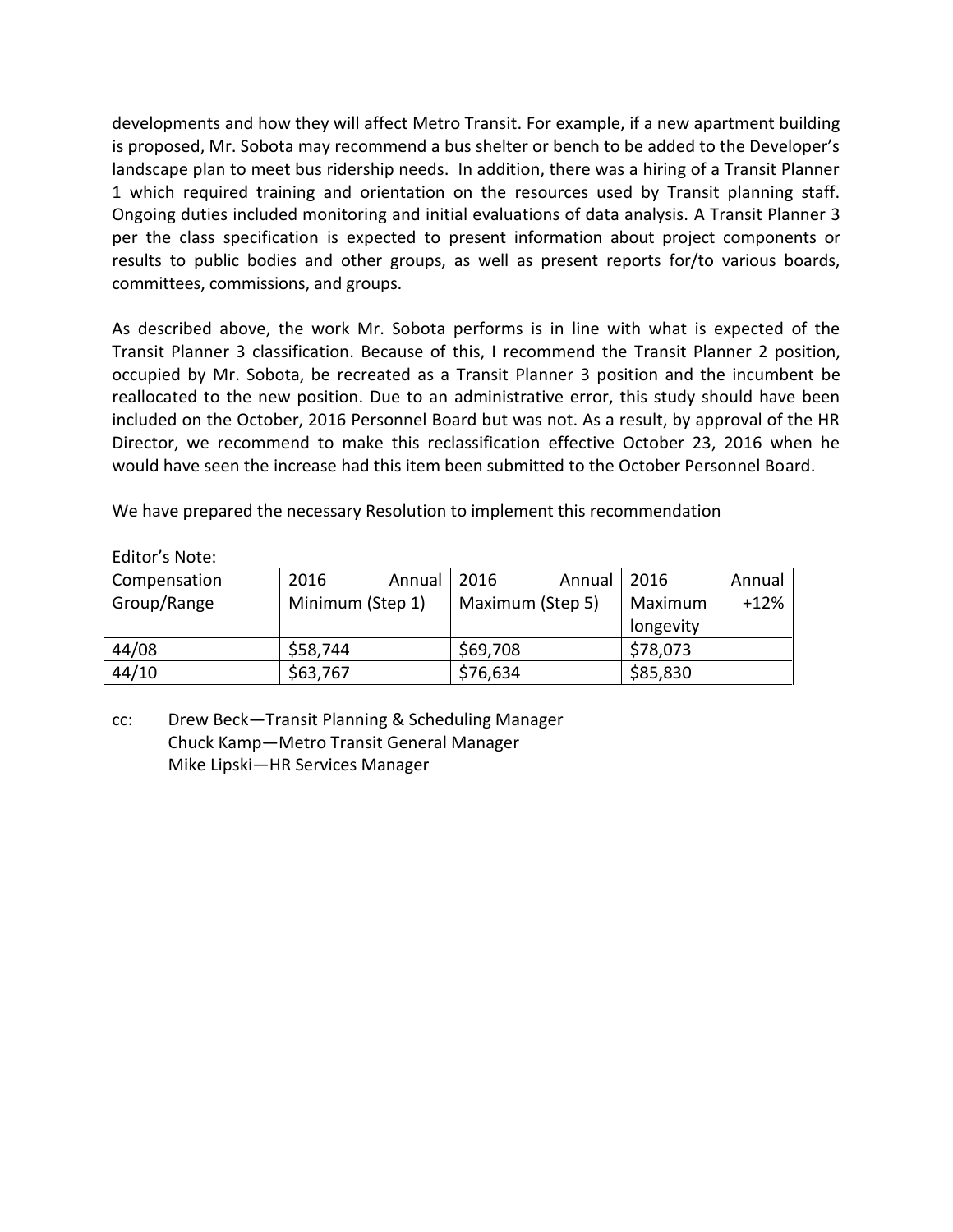developments and how they will affect Metro Transit. For example, if a new apartment building is proposed, Mr. Sobota may recommend a bus shelter or bench to be added to the Developer's landscape plan to meet bus ridership needs. In addition, there was a hiring of a Transit Planner 1 which required training and orientation on the resources used by Transit planning staff. Ongoing duties included monitoring and initial evaluations of data analysis. A Transit Planner 3 per the class specification is expected to present information about project components or results to public bodies and other groups, as well as present reports for/to various boards, committees, commissions, and groups.

As described above, the work Mr. Sobota performs is in line with what is expected of the Transit Planner 3 classification. Because of this, I recommend the Transit Planner 2 position, occupied by Mr. Sobota, be recreated as a Transit Planner 3 position and the incumbent be reallocated to the new position. Due to an administrative error, this study should have been included on the October, 2016 Personnel Board but was not. As a result, by approval of the HR Director, we recommend to make this reclassification effective October 23, 2016 when he would have seen the increase had this item been submitted to the October Personnel Board.

We have prepared the necessary Resolution to implement this recommendation

Editor's Note:

| Compensation Group/Range | 2016 Annual Minimum (Step 1) | 2016 Annual Maximum (Step 5) | 2016 Annual Maximum +12% longevity |
|---|---|---|---|
| 44/08 | $58,744 | $69,708 | $78,073 |
| 44/10 | $63,767 | $76,634 | $85,830 |

cc: Drew Beck—Transit Planning & Scheduling Manager
Chuck Kamp—Metro Transit General Manager
Mike Lipski—HR Services Manager